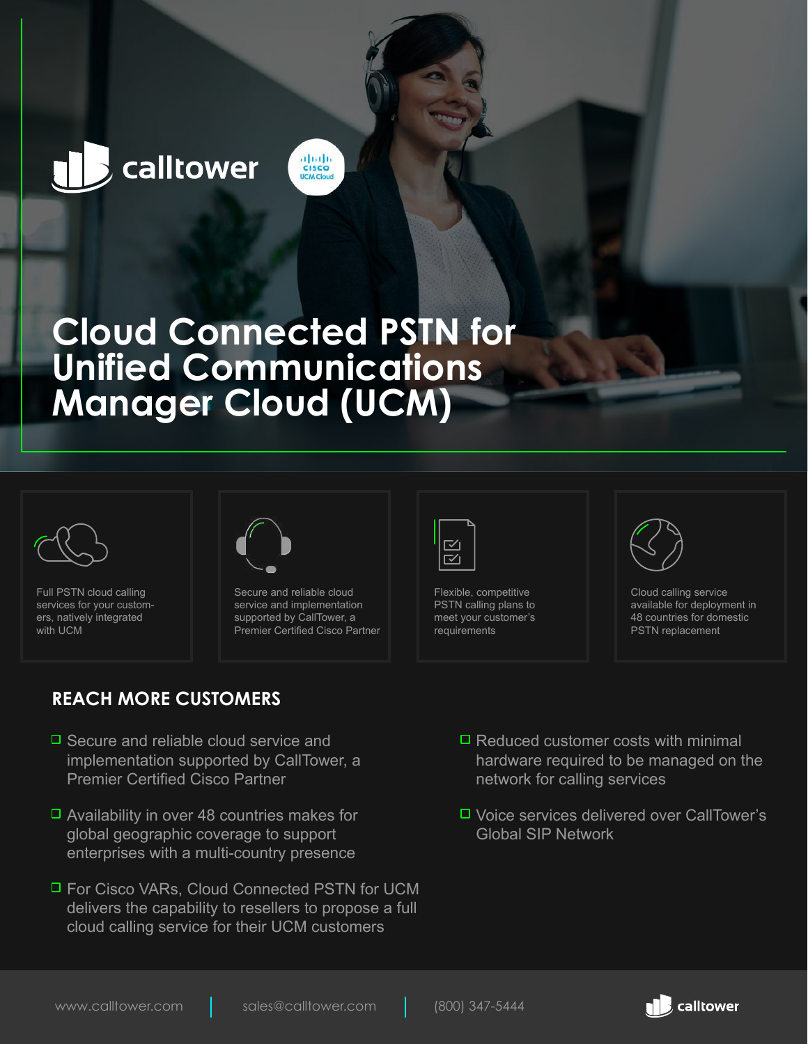calltower

# Cloud Connected PSTN for Unified Communications Manager Cloud (UCM)

Full PSTN cloud calling services for your customers, natively integrated with UCM

Secure and reliable cloud service and implementation supported by CallTower, a Premier Certified Cisco Partner

Flexible, competitive PSTN calling plans to meet your customer's requirements

Cloud calling service available for deployment in 48 countries for domestic PSTN replacement

## REACH MORE CUSTOMERS

- Secure and reliable cloud service and implementation supported by CallTower, a Premier Certified Cisco Partner
- Availability in over 48 countries makes for global geographic coverage to support enterprises with a multi-country presence
- For Cisco VARs, Cloud Connected PSTN for UCM delivers the capability to resellers to propose a full cloud calling service for their UCM customers
- Reduced customer costs with minimal hardware required to be managed on the network for calling services
- Voice services delivered over CallTower's Global SIP Network

www.calltower.com | sales@calltower.com | (800) 347-5444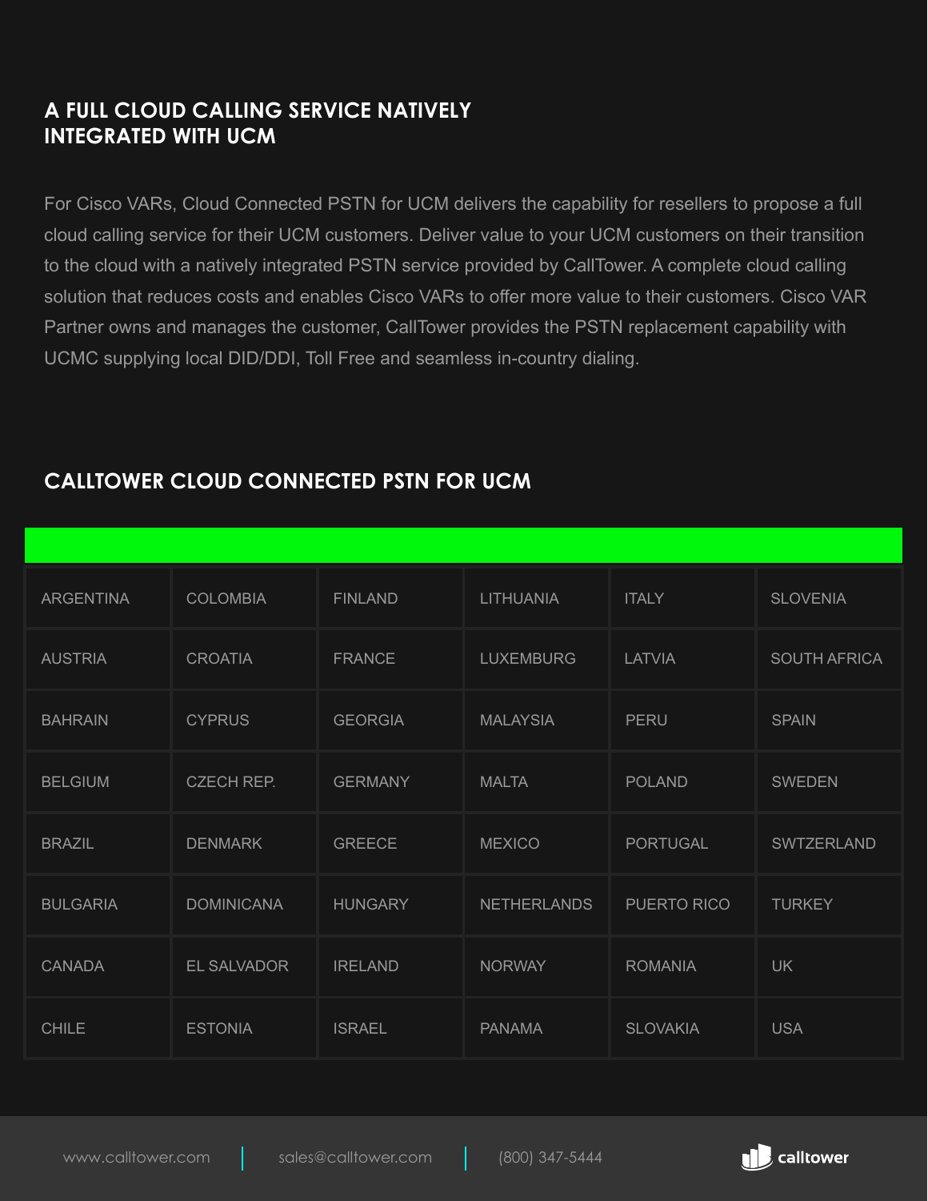## A FULL CLOUD CALLING SERVICE NATIVELY INTEGRATED WITH UCM

For Cisco VARs, Cloud Connected PSTN for UCM delivers the capability for resellers to propose a full cloud calling service for their UCM customers. Deliver value to your UCM customers on their transition to the cloud with a natively integrated PSTN service provided by CallTower. A complete cloud calling solution that reduces costs and enables Cisco VARs to offer more value to their customers. Cisco VAR Partner owns and manages the customer, CallTower provides the PSTN replacement capability with UCMC supplying local DID/DDI, Toll Free and seamless in-country dialing.

## CALLTOWER CLOUD CONNECTED PSTN FOR UCM

| | | | | | |
|---|---|---|---|---|---|
| ARGENTINA | COLOMBIA | FINLAND | LITHUANIA | ITALY | SLOVENIA |
| AUSTRIA | CROATIA | FRANCE | LUXEMBURG | LATVIA | SOUTH AFRICA |
| BAHRAIN | CYPRUS | GEORGIA | MALAYSIA | PERU | SPAIN |
| BELGIUM | CZECH REP. | GERMANY | MALTA | POLAND | SWEDEN |
| BRAZIL | DENMARK | GREECE | MEXICO | PORTUGAL | SWTZERLAND |
| BULGARIA | DOMINICANA | HUNGARY | NETHERLANDS | PUERTO RICO | TURKEY |
| CANADA | EL SALVADOR | IRELAND | NORWAY | ROMANIA | UK |
| CHILE | ESTONIA | ISRAEL | PANAMA | SLOVAKIA | USA |

www.calltower.com | sales@calltower.com | (800) 347-5444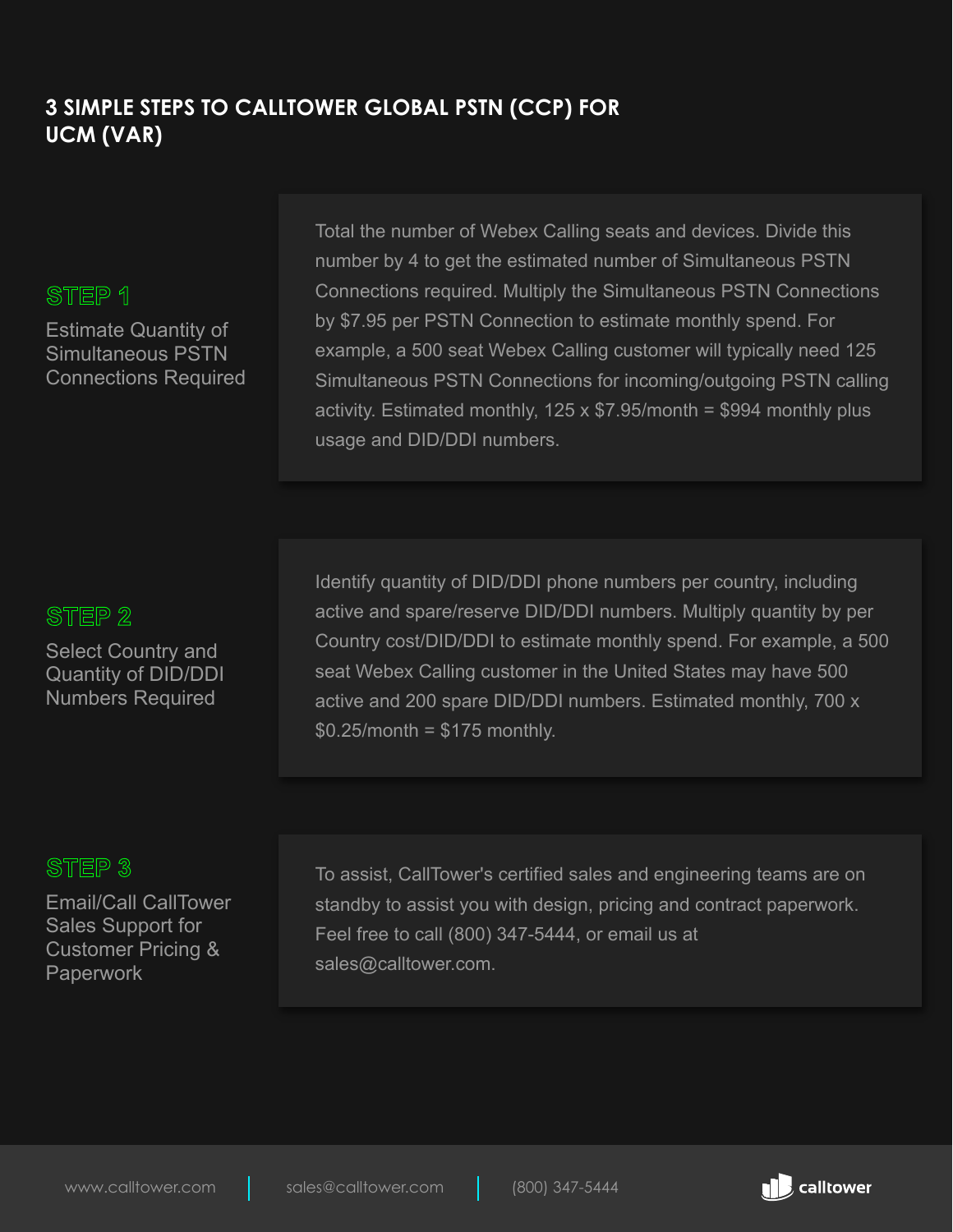# 3 SIMPLE STEPS TO CALLTOWER GLOBAL PSTN (CCP) FOR UCM (VAR)

## STEP 1

### Estimate Quantity of Simultaneous PSTN Connections Required

Total the number of Webex Calling seats and devices. Divide this number by 4 to get the estimated number of Simultaneous PSTN Connections required. Multiply the Simultaneous PSTN Connections by $7.95 per PSTN Connection to estimate monthly spend. For example, a 500 seat Webex Calling customer will typically need 125 Simultaneous PSTN Connections for incoming/outgoing PSTN calling activity. Estimated monthly, 125 x $7.95/month = $994 monthly plus usage and DID/DDI numbers.

## STEP 2

### Select Country and Quantity of DID/DDI Numbers Required

Identify quantity of DID/DDI phone numbers per country, including active and spare/reserve DID/DDI numbers. Multiply quantity by per Country cost/DID/DDI to estimate monthly spend. For example, a 500 seat Webex Calling customer in the United States may have 500 active and 200 spare DID/DDI numbers. Estimated monthly, 700 x $0.25/month = $175 monthly.

## STEP 3

### Email/Call CallTower Sales Support for Customer Pricing & Paperwork

To assist, CallTower's certified sales and engineering teams are on standby to assist you with design, pricing and contract paperwork. Feel free to call (800) 347-5444, or email us at sales@calltower.com.

www.calltower.com | sales@calltower.com | (800) 347-5444

calltower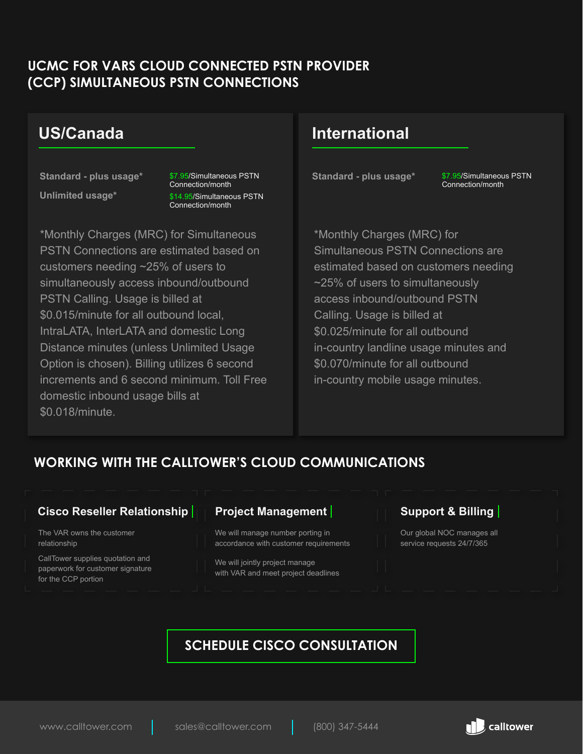# UCMC FOR VARS CLOUD CONNECTED PSTN PROVIDER (CCP) SIMULTANEOUS PSTN CONNECTIONS

## US/Canada

| | |
|---|---|
| **Standard - plus usage*** | $7.95/Simultaneous PSTN Connection/month |
| **Unlimited usage*** | $14.95/Simultaneous PSTN Connection/month |

*Monthly Charges (MRC) for Simultaneous PSTN Connections are estimated based on customers needing ~25% of users to simultaneously access inbound/outbound PSTN Calling. Usage is billed at $0.015/minute for all outbound local, IntraLATA, InterLATA and domestic Long Distance minutes (unless Unlimited Usage Option is chosen). Billing utilizes 6 second increments and 6 second minimum. Toll Free domestic inbound usage bills at $0.018/minute.

## International

| | |
|---|---|
| **Standard - plus usage*** | $7.95/Simultaneous PSTN Connection/month |

*Monthly Charges (MRC) for Simultaneous PSTN Connections are estimated based on customers needing ~25% of users to simultaneously access inbound/outbound PSTN Calling. Usage is billed at $0.025/minute for all outbound in-country landline usage minutes and $0.070/minute for all outbound in-country mobile usage minutes.

# WORKING WITH THE CALLTOWER'S CLOUD COMMUNICATIONS

### Cisco Reseller Relationship

The VAR owns the customer relationship

CallTower supplies quotation and paperwork for customer signature for the CCP portion

### Project Management

We will manage number porting in accordance with customer requirements

We will jointly project manage with VAR and meet project deadlines

### Support & Billing

Our global NOC manages all service requests 24/7/365

**SCHEDULE CISCO CONSULTATION**

www.calltower.com | sales@calltower.com | (800) 347-5444

calltower